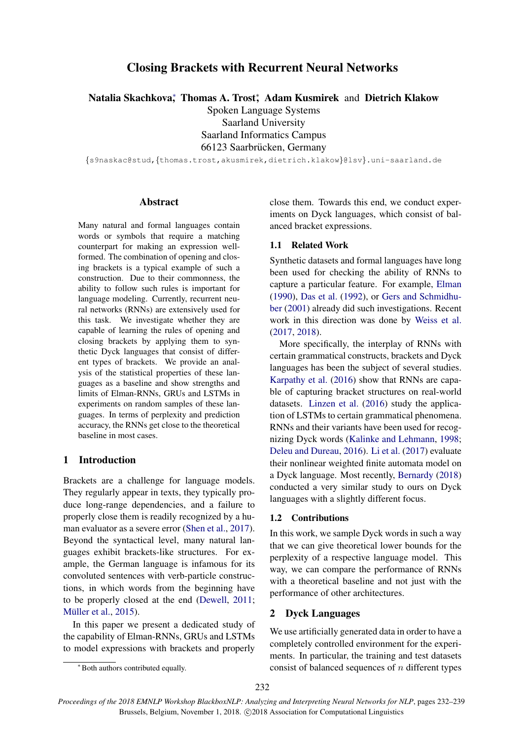# Closing Brackets with Recurrent Neural Networks

**Natalia Skachkova**[*], **Thomas A. Trost**[*], **Adam Kusmirek** and **Dietrich Klakow**

Spoken Language Systems
Saarland University
Saarland Informatics Campus
66123 Saarbrücken, Germany

{s9naskac@stud,{thomas.trost,akusmirek,dietrich.klakow}@lsv}.uni-saarland.de

## Abstract

Many natural and formal languages contain words or symbols that require a matching counterpart for making an expression well-formed. The combination of opening and closing brackets is a typical example of such a construction. Due to their commonness, the ability to follow such rules is important for language modeling. Currently, recurrent neural networks (RNNs) are extensively used for this task. We investigate whether they are capable of learning the rules of opening and closing brackets by applying them to synthetic Dyck languages that consist of different types of brackets. We provide an analysis of the statistical properties of these languages as a baseline and show strengths and limits of Elman-RNNs, GRUs and LSTMs in experiments on random samples of these languages. In terms of perplexity and prediction accuracy, the RNNs get close to the theoretical baseline in most cases.

## 1 Introduction

Brackets are a challenge for language models. They regularly appear in texts, they typically produce long-range dependencies, and a failure to properly close them is readily recognized by a human evaluator as a severe error (Shen et al., 2017). Beyond the syntactical level, many natural languages exhibit brackets-like structures. For example, the German language is infamous for its convoluted sentences with verb-particle constructions, in which words from the beginning have to be properly closed at the end (Dewell, 2011; Müller et al., 2015).

In this paper we present a dedicated study of the capability of Elman-RNNs, GRUs and LSTMs to model expressions with brackets and properly close them. Towards this end, we conduct experiments on Dyck languages, which consist of balanced bracket expressions.

### 1.1 Related Work

Synthetic datasets and formal languages have long been used for checking the ability of RNNs to capture a particular feature. For example, Elman (1990), Das et al. (1992), or Gers and Schmidhuber (2001) already did such investigations. Recent work in this direction was done by Weiss et al. (2017, 2018).

More specifically, the interplay of RNNs with certain grammatical constructs, brackets and Dyck languages has been the subject of several studies. Karpathy et al. (2016) show that RNNs are capable of capturing bracket structures on real-world datasets. Linzen et al. (2016) study the application of LSTMs to certain grammatical phenomena. RNNs and their variants have been used for recognizing Dyck words (Kalinke and Lehmann, 1998; Deleu and Dureau, 2016). Li et al. (2017) evaluate their nonlinear weighted finite automata model on a Dyck language. Most recently, Bernardy (2018) conducted a very similar study to ours on Dyck languages with a slightly different focus.

### 1.2 Contributions

In this work, we sample Dyck words in such a way that we can give theoretical lower bounds for the perplexity of a respective language model. This way, we can compare the performance of RNNs with a theoretical baseline and not just with the performance of other architectures.

## 2 Dyck Languages

We use artificially generated data in order to have a completely controlled environment for the experiments. In particular, the training and test datasets consist of balanced sequences of $n$ different types

[*] Both authors contributed equally.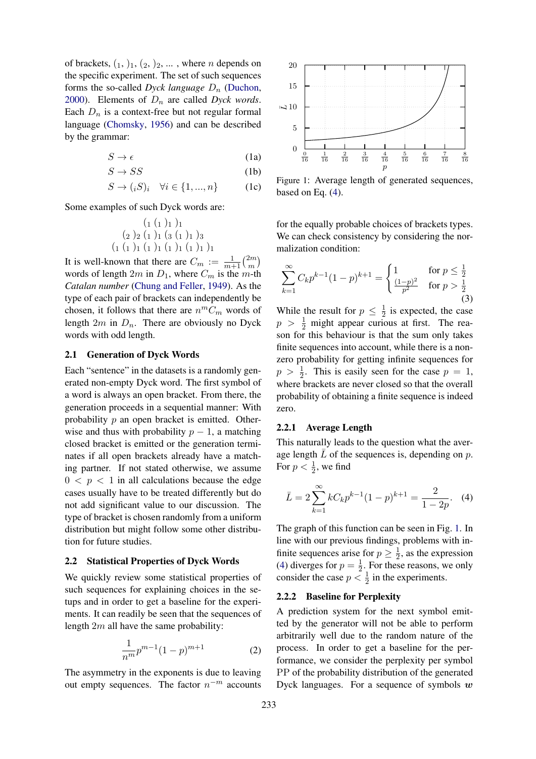of brackets, $(_1, )_1, (_2, )_2, \ldots$ , where $n$ depends on the specific experiment. The set of such sequences forms the so-called *Dyck language* $D_n$ (Duchon, 2000). Elements of $D_n$ are called *Dyck words*. Each $D_n$ is a context-free but not regular formal language (Chomsky, 1956) and can be described by the grammar:

$$S \to \epsilon \tag{1a}$$

$$S \to SS \tag{1b}$$

$$S \to (_i S)_i \quad \forall i \in \{1, ..., n\} \tag{1c}$$

Some examples of such Dyck words are:

$$(_1\ (_1\ )_1\ )_1$$
$$(_2\ )_2\ (_1\ )_1\ (_3\ (_1\ )_1\ )_3$$
$$(_1\ (_1\ )_1\ (_1\ )_1\ (_1\ )_1\ (_1\ )_1\ )_1$$

It is well-known that there are $C_m := \frac{1}{m+1}\binom{2m}{m}$ words of length $2m$ in $D_1$, where $C_m$ is the $m$-th *Catalan number* (Chung and Feller, 1949). As the type of each pair of brackets can independently be chosen, it follows that there are $n^m C_m$ words of length $2m$ in $D_n$. There are obviously no Dyck words with odd length.

### 2.1 Generation of Dyck Words

Each "sentence" in the datasets is a randomly generated non-empty Dyck word. The first symbol of a word is always an open bracket. From there, the generation proceeds in a sequential manner: With probability $p$ an open bracket is emitted. Otherwise and thus with probability $p - 1$, a matching closed bracket is emitted or the generation terminates if all open brackets already have a matching partner. If not stated otherwise, we assume $0 < p < 1$ in all calculations because the edge cases usually have to be treated differently but do not add significant value to our discussion. The type of bracket is chosen randomly from a uniform distribution but might follow some other distribution for future studies.

### 2.2 Statistical Properties of Dyck Words

We quickly review some statistical properties of such sequences for explaining choices in the setups and in order to get a baseline for the experiments. It can readily be seen that the sequences of length $2m$ all have the same probability:

$$\frac{1}{n^m} p^{m-1} (1-p)^{m+1} \tag{2}$$

The asymmetry in the exponents is due to leaving out empty sequences. The factor $n^{-m}$ accounts for the equally probable choices of brackets types. We can check consistency by considering the normalization condition:

$$\sum_{k=1}^{\infty} C_k p^{k-1} (1-p)^{k+1} = \begin{cases} 1 & \text{for } p \le \frac{1}{2} \\ \frac{(1-p)^2}{p^2} & \text{for } p > \frac{1}{2} \end{cases} \tag{3}$$

While the result for $p \le \frac{1}{2}$ is expected, the case $p > \frac{1}{2}$ might appear curious at first. The reason for this behaviour is that the sum only takes finite sequences into account, while there is a nonzero probability for getting infinite sequences for $p > \frac{1}{2}$. This is easily seen for the case $p = 1$, where brackets are never closed so that the overall probability of obtaining a finite sequence is indeed zero.

Figure 1: Average length of generated sequences, based on Eq. (4).

#### 2.2.1 Average Length

This naturally leads to the question what the average length $\bar{L}$ of the sequences is, depending on $p$. For $p < \frac{1}{2}$, we find

$$\bar{L} = 2 \sum_{k=1}^{\infty} k C_k p^{k-1} (1-p)^{k+1} = \frac{2}{1-2p}. \tag{4}$$

The graph of this function can be seen in Fig. 1. In line with our previous findings, problems with infinite sequences arise for $p \ge \frac{1}{2}$, as the expression (4) diverges for $p = \frac{1}{2}$. For these reasons, we only consider the case $p < \frac{1}{2}$ in the experiments.

#### 2.2.2 Baseline for Perplexity

A prediction system for the next symbol emitted by the generator will not be able to perform arbitrarily well due to the random nature of the process. In order to get a baseline for the performance, we consider the perplexity per symbol PP of the probability distribution of the generated Dyck languages. For a sequence of symbols $\boldsymbol{w}$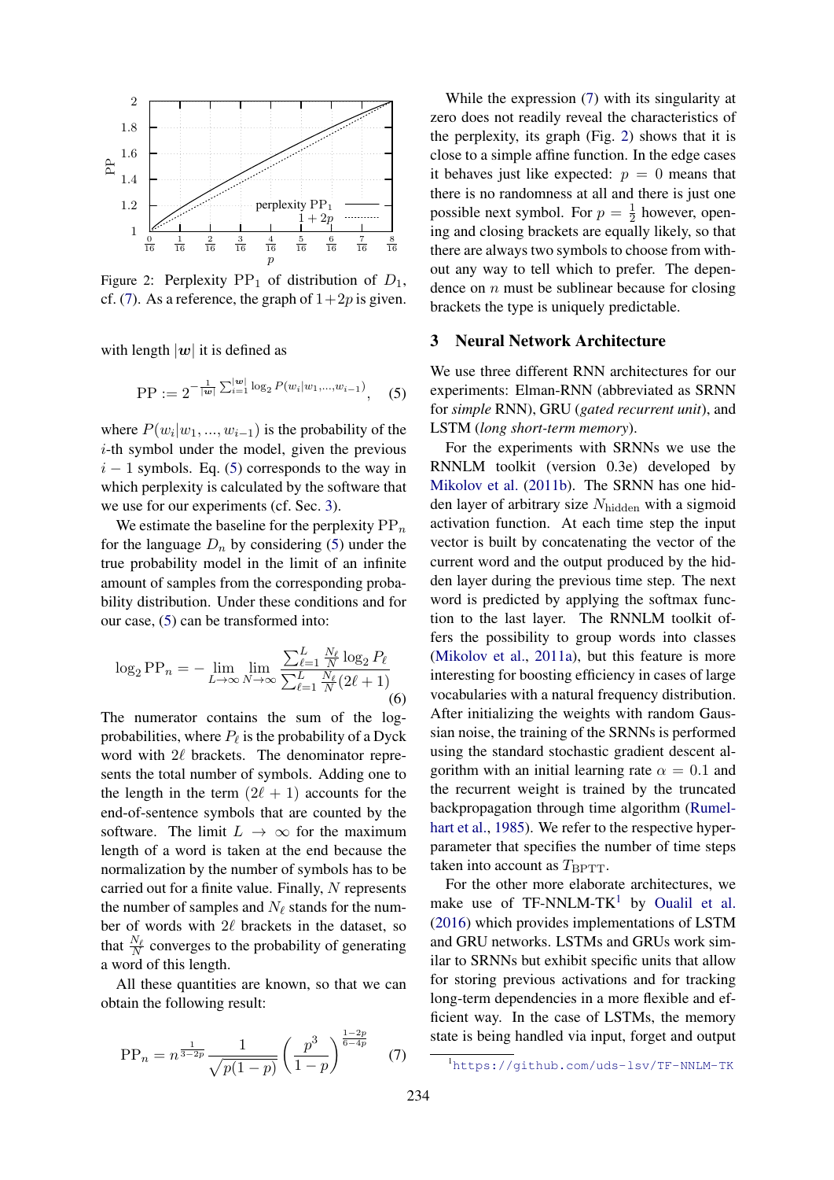Figure 2: Perplexity $\mathrm{PP}_1$ of distribution of $D_1$, cf. (7). As a reference, the graph of $1+2p$ is given.

with length $|\boldsymbol{w}|$ it is defined as

$$\mathrm{PP} := 2^{-\frac{1}{|\boldsymbol{w}|}\sum_{i=1}^{|\boldsymbol{w}|}\log_2 P(w_i|w_1,\ldots,w_{i-1})}, \quad (5)$$

where $P(w_i|w_1,...,w_{i-1})$ is the probability of the $i$-th symbol under the model, given the previous $i-1$ symbols. Eq. (5) corresponds to the way in which perplexity is calculated by the software that we use for our experiments (cf. Sec. 3).

We estimate the baseline for the perplexity $\mathrm{PP}_n$ for the language $D_n$ by considering (5) under the true probability model in the limit of an infinite amount of samples from the corresponding probability distribution. Under these conditions and for our case, (5) can be transformed into:

$$\log_2 \mathrm{PP}_n = -\lim_{L\to\infty}\lim_{N\to\infty}\frac{\sum_{\ell=1}^{L}\frac{N_\ell}{N}\log_2 P_\ell}{\sum_{\ell=1}^{L}\frac{N_\ell}{N}(2\ell+1)} \quad (6)$$

The numerator contains the sum of the log-probabilities, where $P_\ell$ is the probability of a Dyck word with $2\ell$ brackets. The denominator represents the total number of symbols. Adding one to the length in the term $(2\ell+1)$ accounts for the end-of-sentence symbols that are counted by the software. The limit $L \to \infty$ for the maximum length of a word is taken at the end because the normalization by the number of symbols has to be carried out for a finite value. Finally, $N$ represents the number of samples and $N_\ell$ stands for the number of words with $2\ell$ brackets in the dataset, so that $\frac{N_\ell}{N}$ converges to the probability of generating a word of this length.

All these quantities are known, so that we can obtain the following result:

$$\mathrm{PP}_n = n^{\frac{1}{3-2p}}\frac{1}{\sqrt{p(1-p)}}\left(\frac{p^3}{1-p}\right)^{\frac{1-2p}{6-4p}} \quad (7)$$

While the expression (7) with its singularity at zero does not readily reveal the characteristics of the perplexity, its graph (Fig. 2) shows that it is close to a simple affine function. In the edge cases it behaves just like expected: $p = 0$ means that there is no randomness at all and there is just one possible next symbol. For $p = \frac{1}{2}$ however, opening and closing brackets are equally likely, so that there are always two symbols to choose from without any way to tell which to prefer. The dependence on $n$ must be sublinear because for closing brackets the type is uniquely predictable.

## 3 Neural Network Architecture

We use three different RNN architectures for our experiments: Elman-RNN (abbreviated as SRNN for *simple* RNN), GRU (*gated recurrent unit*), and LSTM (*long short-term memory*).

For the experiments with SRNNs we use the RNNLM toolkit (version 0.3e) developed by Mikolov et al. (2011b). The SRNN has one hidden layer of arbitrary size $N_{\text{hidden}}$ with a sigmoid activation function. At each time step the input vector is built by concatenating the vector of the current word and the output produced by the hidden layer during the previous time step. The next word is predicted by applying the softmax function to the last layer. The RNNLM toolkit offers the possibility to group words into classes (Mikolov et al., 2011a), but this feature is more interesting for boosting efficiency in cases of large vocabularies with a natural frequency distribution. After initializing the weights with random Gaussian noise, the training of the SRNNs is performed using the standard stochastic gradient descent algorithm with an initial learning rate $\alpha = 0.1$ and the recurrent weight is trained by the truncated backpropagation through time algorithm (Rumelhart et al., 1985). We refer to the respective hyperparameter that specifies the number of time steps taken into account as $T_{\text{BPTT}}$.

For the other more elaborate architectures, we make use of TF-NNLM-TK[1] by Oualil et al. (2016) which provides implementations of LSTM and GRU networks. LSTMs and GRUs work similar to SRNNs but exhibit specific units that allow for storing previous activations and for tracking long-term dependencies in a more flexible and efficient way. In the case of LSTMs, the memory state is being handled via input, forget and output

[1] https://github.com/uds-lsv/TF-NNLM-TK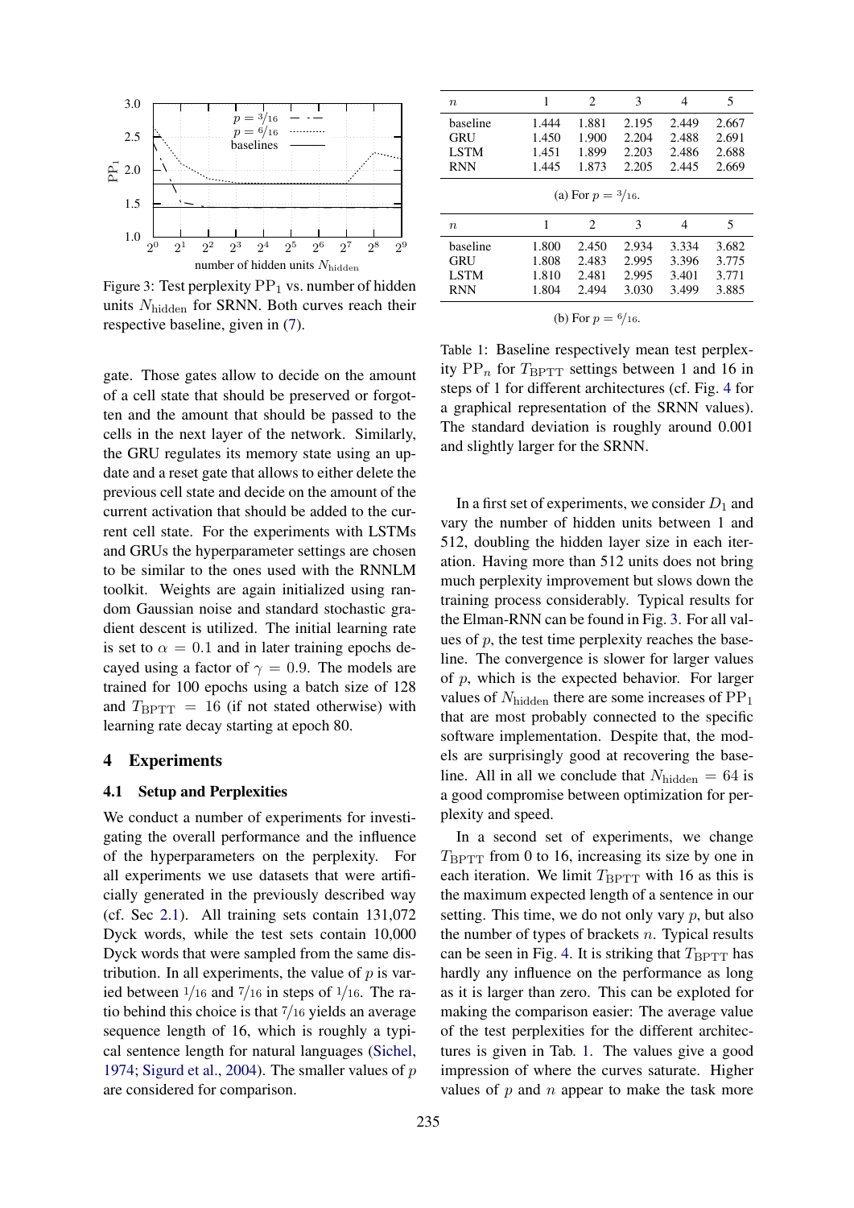Figure 3: Test perplexity $\mathrm{PP}_1$ vs. number of hidden units $N_{\text{hidden}}$ for SRNN. Both curves reach their respective baseline, given in (7).

gate. Those gates allow to decide on the amount of a cell state that should be preserved or forgotten and the amount that should be passed to the cells in the next layer of the network. Similarly, the GRU regulates its memory state using an update and a reset gate that allows to either delete the previous cell state and decide on the amount of the current activation that should be added to the current cell state. For the experiments with LSTMs and GRUs the hyperparameter settings are chosen to be similar to the ones used with the RNNLM toolkit. Weights are again initialized using random Gaussian noise and standard stochastic gradient descent is utilized. The initial learning rate is set to $\alpha = 0.1$ and in later training epochs decayed using a factor of $\gamma = 0.9$. The models are trained for 100 epochs using a batch size of 128 and $T_{\text{BPTT}} = 16$ (if not stated otherwise) with learning rate decay starting at epoch 80.

## 4 Experiments

### 4.1 Setup and Perplexities

We conduct a number of experiments for investigating the overall performance and the influence of the hyperparameters on the perplexity. For all experiments we use datasets that were artificially generated in the previously described way (cf. Sec 2.1). All training sets contain 131,072 Dyck words, while the test sets contain 10,000 Dyck words that were sampled from the same distribution. In all experiments, the value of $p$ is varied between $1/16$ and $7/16$ in steps of $1/16$. The ratio behind this choice is that $7/16$ yields an average sequence length of 16, which is roughly a typical sentence length for natural languages (Sichel, 1974; Sigurd et al., 2004). The smaller values of $p$ are considered for comparison.

| $n$ | 1 | 2 | 3 | 4 | 5 |
|---|---|---|---|---|---|
| baseline | 1.444 | 1.881 | 2.195 | 2.449 | 2.667 |
| GRU | 1.450 | 1.900 | 2.204 | 2.488 | 2.691 |
| LSTM | 1.451 | 1.899 | 2.203 | 2.486 | 2.688 |
| RNN | 1.445 | 1.873 | 2.205 | 2.445 | 2.669 |

(a) For $p = 3/16$.

| $n$ | 1 | 2 | 3 | 4 | 5 |
|---|---|---|---|---|---|
| baseline | 1.800 | 2.450 | 2.934 | 3.334 | 3.682 |
| GRU | 1.808 | 2.483 | 2.995 | 3.396 | 3.775 |
| LSTM | 1.810 | 2.481 | 2.995 | 3.401 | 3.771 |
| RNN | 1.804 | 2.494 | 3.030 | 3.499 | 3.885 |

(b) For $p = 6/16$.

Table 1: Baseline respectively mean test perplexity $\mathrm{PP}_n$ for $T_{\text{BPTT}}$ settings between 1 and 16 in steps of 1 for different architectures (cf. Fig. 4 for a graphical representation of the SRNN values). The standard deviation is roughly around 0.001 and slightly larger for the SRNN.

In a first set of experiments, we consider $D_1$ and vary the number of hidden units between 1 and 512, doubling the hidden layer size in each iteration. Having more than 512 units does not bring much perplexity improvement but slows down the training process considerably. Typical results for the Elman-RNN can be found in Fig. 3. For all values of $p$, the test time perplexity reaches the baseline. The convergence is slower for larger values of $p$, which is the expected behavior. For larger values of $N_{\text{hidden}}$ there are some increases of $\mathrm{PP}_1$ that are most probably connected to the specific software implementation. Despite that, the models are surprisingly good at recovering the baseline. All in all we conclude that $N_{\text{hidden}} = 64$ is a good compromise between optimization for perplexity and speed.

In a second set of experiments, we change $T_{\text{BPTT}}$ from 0 to 16, increasing its size by one in each iteration. We limit $T_{\text{BPTT}}$ with 16 as this is the maximum expected length of a sentence in our setting. This time, we do not only vary $p$, but also the number of types of brackets $n$. Typical results can be seen in Fig. 4. It is striking that $T_{\text{BPTT}}$ has hardly any influence on the performance as long as it is larger than zero. This can be exploted for making the comparison easier: The average value of the test perplexities for the different architectures is given in Tab. 1. The values give a good impression of where the curves saturate. Higher values of $p$ and $n$ appear to make the task more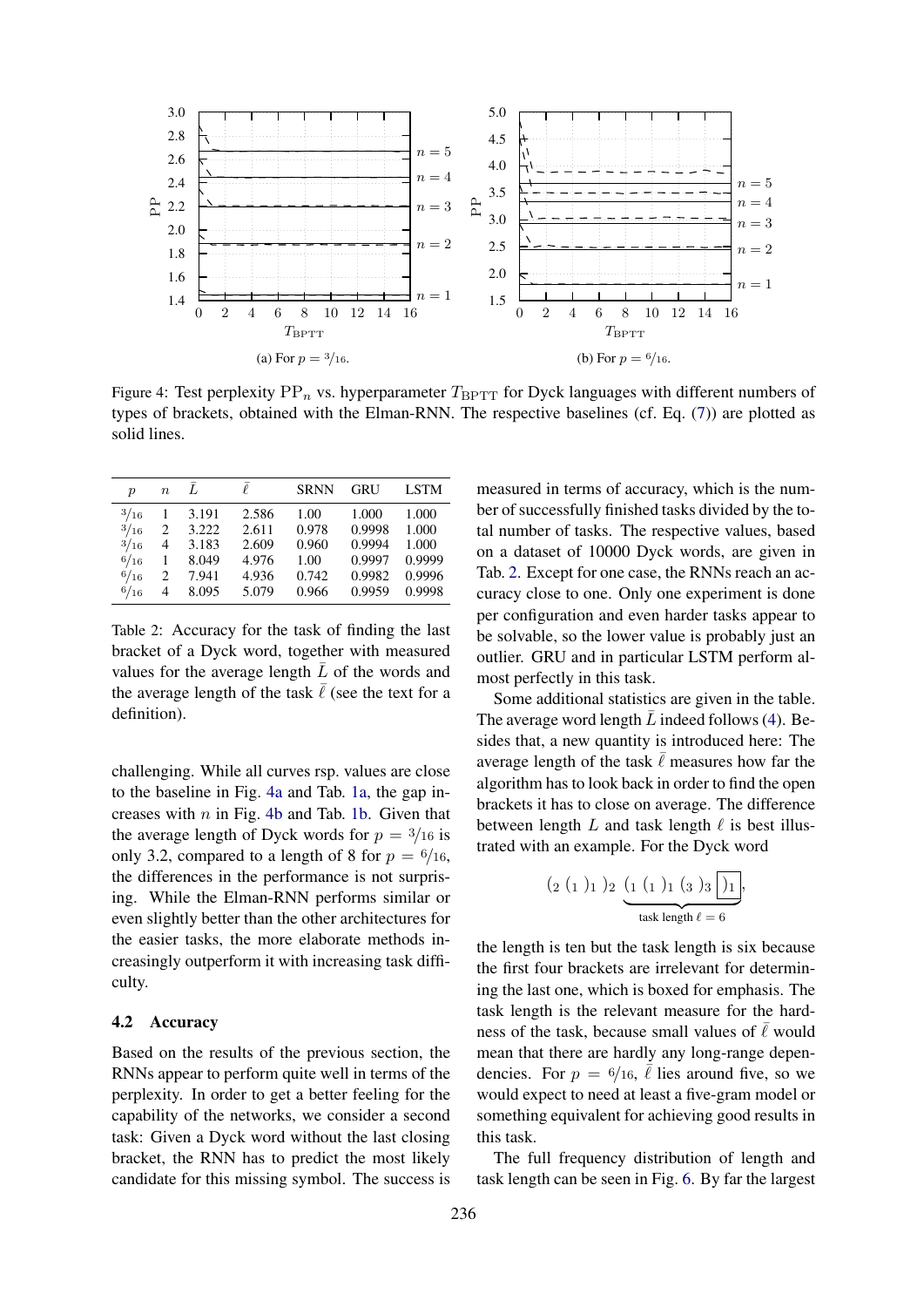Figure 4: Test perplexity $\mathrm{PP}_n$ vs. hyperparameter $T_{\mathrm{BPTT}}$ for Dyck languages with different numbers of types of brackets, obtained with the Elman-RNN. The respective baselines (cf. Eq. (7)) are plotted as solid lines.

(a) For $p = 3/16$.

(b) For $p = 6/16$.

| $p$ | $n$ | $\bar{L}$ | $\bar{\ell}$ | SRNN | GRU | LSTM |
|---|---|---|---|---|---|---|
| $3/16$ | 1 | 3.191 | 2.586 | 1.00 | 1.000 | 1.000 |
| $3/16$ | 2 | 3.222 | 2.611 | 0.978 | 0.9998 | 1.000 |
| $3/16$ | 4 | 3.183 | 2.609 | 0.960 | 0.9994 | 1.000 |
| $6/16$ | 1 | 8.049 | 4.976 | 1.00 | 0.9997 | 0.9999 |
| $6/16$ | 2 | 7.941 | 4.936 | 0.742 | 0.9982 | 0.9996 |
| $6/16$ | 4 | 8.095 | 5.079 | 0.966 | 0.9959 | 0.9998 |

Table 2: Accuracy for the task of finding the last bracket of a Dyck word, together with measured values for the average length $\bar{L}$ of the words and the average length of the task $\bar{\ell}$ (see the text for a definition).

challenging. While all curves rsp. values are close to the baseline in Fig. 4a and Tab. 1a, the gap increases with $n$ in Fig. 4b and Tab. 1b. Given that the average length of Dyck words for $p = 3/16$ is only 3.2, compared to a length of 8 for $p = 6/16$, the differences in the performance is not surprising. While the Elman-RNN performs similar or even slightly better than the other architectures for the easier tasks, the more elaborate methods increasingly outperform it with increasing task difficulty.

### 4.2 Accuracy

Based on the results of the previous section, the RNNs appear to perform quite well in terms of the perplexity. In order to get a better feeling for the capability of the networks, we consider a second task: Given a Dyck word without the last closing bracket, the RNN has to predict the most likely candidate for this missing symbol. The success is measured in terms of accuracy, which is the number of successfully finished tasks divided by the total number of tasks. The respective values, based on a dataset of 10000 Dyck words, are given in Tab. 2. Except for one case, the RNNs reach an accuracy close to one. Only one experiment is done per configuration and even harder tasks appear to be solvable, so the lower value is probably just an outlier. GRU and in particular LSTM perform almost perfectly in this task.

Some additional statistics are given in the table. The average word length $\bar{L}$ indeed follows (4). Besides that, a new quantity is introduced here: The average length of the task $\bar{\ell}$ measures how far the algorithm has to look back in order to find the open brackets it has to close on average. The difference between length $L$ and task length $\ell$ is best illustrated with an example. For the Dyck word

$$(_2\,(_1\,)_1\,)_2\,\underbrace{(_1\,(_1\,)_1\,(_3\,)_3\,\boxed{)_1}}_{\text{task length } \ell = 6},$$

the length is ten but the task length is six because the first four brackets are irrelevant for determining the last one, which is boxed for emphasis. The task length is the relevant measure for the hardness of the task, because small values of $\bar{\ell}$ would mean that there are hardly any long-range dependencies. For $p = 6/16$, $\bar{\ell}$ lies around five, so we would expect to need at least a five-gram model or something equivalent for achieving good results in this task.

The full frequency distribution of length and task length can be seen in Fig. 6. By far the largest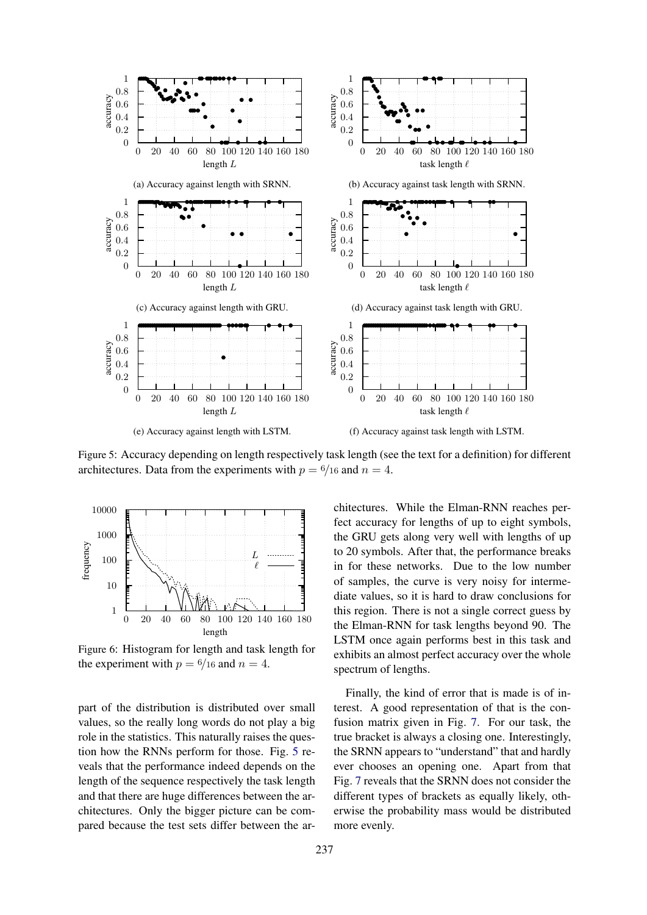(a) Accuracy against length with SRNN.

(b) Accuracy against task length with SRNN.

(c) Accuracy against length with GRU.

(d) Accuracy against task length with GRU.

(e) Accuracy against length with LSTM.

(f) Accuracy against task length with LSTM.

Figure 5: Accuracy depending on length respectively task length (see the text for a definition) for different architectures. Data from the experiments with $p = 6/16$ and $n = 4$.

Figure 6: Histogram for length and task length for the experiment with $p = 6/16$ and $n = 4$.

part of the distribution is distributed over small values, so the really long words do not play a big role in the statistics. This naturally raises the question how the RNNs perform for those. Fig. 5 reveals that the performance indeed depends on the length of the sequence respectively the task length and that there are huge differences between the architectures. Only the bigger picture can be compared because the test sets differ between the architectures. While the Elman-RNN reaches perfect accuracy for lengths of up to eight symbols, the GRU gets along very well with lengths of up to 20 symbols. After that, the performance breaks in for these networks. Due to the low number of samples, the curve is very noisy for intermediate values, so it is hard to draw conclusions for this region. There is not a single correct guess by the Elman-RNN for task lengths beyond 90. The LSTM once again performs best in this task and exhibits an almost perfect accuracy over the whole spectrum of lengths.

Finally, the kind of error that is made is of interest. A good representation of that is the confusion matrix given in Fig. 7. For our task, the true bracket is always a closing one. Interestingly, the SRNN appears to "understand" that and hardly ever chooses an opening one. Apart from that Fig. 7 reveals that the SRNN does not consider the different types of brackets as equally likely, otherwise the probability mass would be distributed more evenly.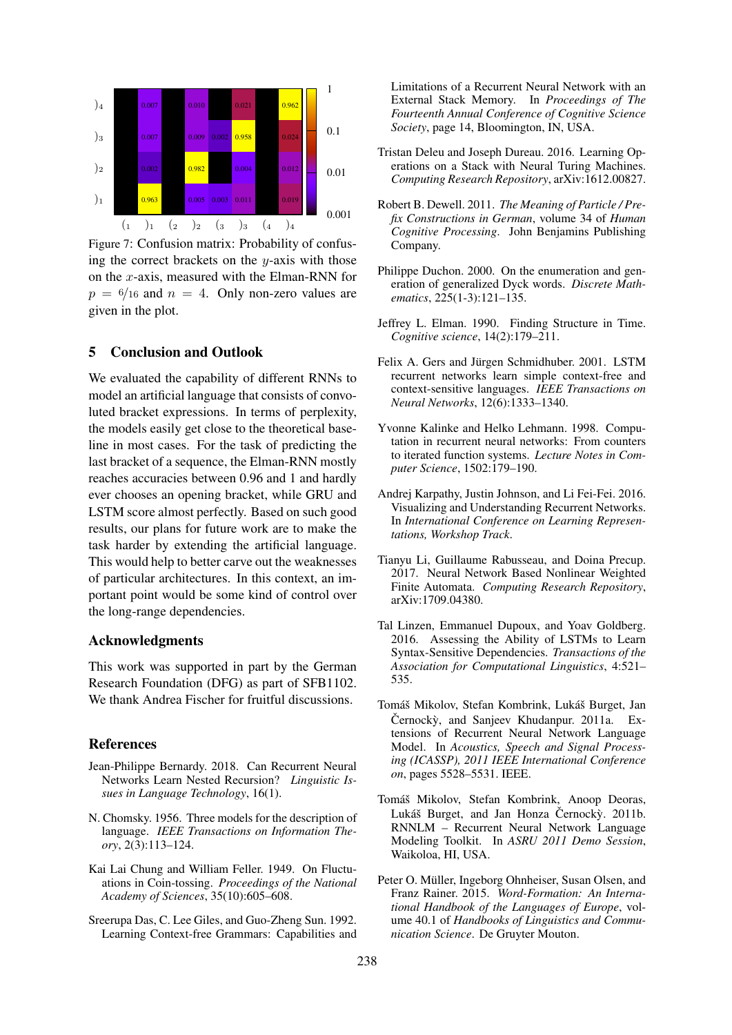Figure 7: Confusion matrix: Probability of confusing the correct brackets on the $y$-axis with those on the $x$-axis, measured with the Elman-RNN for $p = 6/16$ and $n = 4$. Only non-zero values are given in the plot.

## 5 Conclusion and Outlook

We evaluated the capability of different RNNs to model an artificial language that consists of convoluted bracket expressions. In terms of perplexity, the models easily get close to the theoretical baseline in most cases. For the task of predicting the last bracket of a sequence, the Elman-RNN mostly reaches accuracies between 0.96 and 1 and hardly ever chooses an opening bracket, while GRU and LSTM score almost perfectly. Based on such good results, our plans for future work are to make the task harder by extending the artificial language. This would help to better carve out the weaknesses of particular architectures. In this context, an important point would be some kind of control over the long-range dependencies.

## Acknowledgments

This work was supported in part by the German Research Foundation (DFG) as part of SFB1102. We thank Andrea Fischer for fruitful discussions.

## References

Jean-Philippe Bernardy. 2018. Can Recurrent Neural Networks Learn Nested Recursion? *Linguistic Issues in Language Technology*, 16(1).

N. Chomsky. 1956. Three models for the description of language. *IEEE Transactions on Information Theory*, 2(3):113–124.

Kai Lai Chung and William Feller. 1949. On Fluctuations in Coin-tossing. *Proceedings of the National Academy of Sciences*, 35(10):605–608.

Sreerupa Das, C. Lee Giles, and Guo-Zheng Sun. 1992. Learning Context-free Grammars: Capabilities and Limitations of a Recurrent Neural Network with an External Stack Memory. In *Proceedings of The Fourteenth Annual Conference of Cognitive Science Society*, page 14, Bloomington, IN, USA.

Tristan Deleu and Joseph Dureau. 2016. Learning Operations on a Stack with Neural Turing Machines. *Computing Research Repository*, arXiv:1612.00827.

Robert B. Dewell. 2011. *The Meaning of Particle / Prefix Constructions in German*, volume 34 of *Human Cognitive Processing*. John Benjamins Publishing Company.

Philippe Duchon. 2000. On the enumeration and generation of generalized Dyck words. *Discrete Mathematics*, 225(1-3):121–135.

Jeffrey L. Elman. 1990. Finding Structure in Time. *Cognitive science*, 14(2):179–211.

Felix A. Gers and Jürgen Schmidhuber. 2001. LSTM recurrent networks learn simple context-free and context-sensitive languages. *IEEE Transactions on Neural Networks*, 12(6):1333–1340.

Yvonne Kalinke and Helko Lehmann. 1998. Computation in recurrent neural networks: From counters to iterated function systems. *Lecture Notes in Computer Science*, 1502:179–190.

Andrej Karpathy, Justin Johnson, and Li Fei-Fei. 2016. Visualizing and Understanding Recurrent Networks. In *International Conference on Learning Representations, Workshop Track*.

Tianyu Li, Guillaume Rabusseau, and Doina Precup. 2017. Neural Network Based Nonlinear Weighted Finite Automata. *Computing Research Repository*, arXiv:1709.04380.

Tal Linzen, Emmanuel Dupoux, and Yoav Goldberg. 2016. Assessing the Ability of LSTMs to Learn Syntax-Sensitive Dependencies. *Transactions of the Association for Computational Linguistics*, 4:521–535.

Tomáš Mikolov, Stefan Kombrink, Lukáš Burget, Jan Černockỳ, and Sanjeev Khudanpur. 2011a. Extensions of Recurrent Neural Network Language Model. In *Acoustics, Speech and Signal Processing (ICASSP), 2011 IEEE International Conference on*, pages 5528–5531. IEEE.

Tomáš Mikolov, Stefan Kombrink, Anoop Deoras, Lukáš Burget, and Jan Honza Černockỳ. 2011b. RNNLM – Recurrent Neural Network Language Modeling Toolkit. In *ASRU 2011 Demo Session*, Waikoloa, HI, USA.

Peter O. Müller, Ingeborg Ohnheiser, Susan Olsen, and Franz Rainer. 2015. *Word-Formation: An International Handbook of the Languages of Europe*, volume 40.1 of *Handbooks of Linguistics and Communication Science*. De Gruyter Mouton.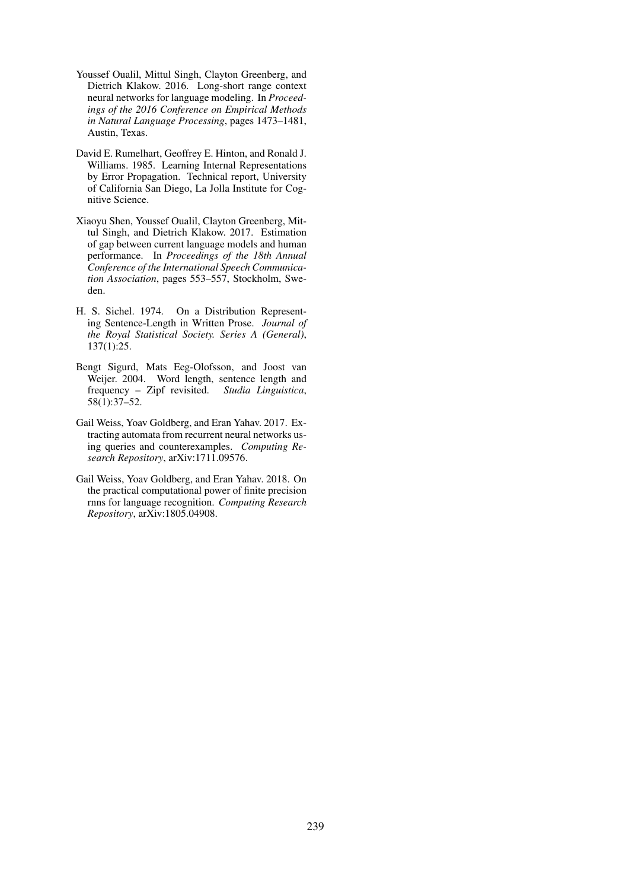Youssef Oualil, Mittul Singh, Clayton Greenberg, and Dietrich Klakow. 2016. Long-short range context neural networks for language modeling. In *Proceedings of the 2016 Conference on Empirical Methods in Natural Language Processing*, pages 1473–1481, Austin, Texas.

David E. Rumelhart, Geoffrey E. Hinton, and Ronald J. Williams. 1985. Learning Internal Representations by Error Propagation. Technical report, University of California San Diego, La Jolla Institute for Cognitive Science.

Xiaoyu Shen, Youssef Oualil, Clayton Greenberg, Mittul Singh, and Dietrich Klakow. 2017. Estimation of gap between current language models and human performance. In *Proceedings of the 18th Annual Conference of the International Speech Communication Association*, pages 553–557, Stockholm, Sweden.

H. S. Sichel. 1974. On a Distribution Representing Sentence-Length in Written Prose. *Journal of the Royal Statistical Society. Series A (General)*, 137(1):25.

Bengt Sigurd, Mats Eeg-Olofsson, and Joost van Weijer. 2004. Word length, sentence length and frequency – Zipf revisited. *Studia Linguistica*, 58(1):37–52.

Gail Weiss, Yoav Goldberg, and Eran Yahav. 2017. Extracting automata from recurrent neural networks using queries and counterexamples. *Computing Research Repository*, arXiv:1711.09576.

Gail Weiss, Yoav Goldberg, and Eran Yahav. 2018. On the practical computational power of finite precision rnns for language recognition. *Computing Research Repository*, arXiv:1805.04908.